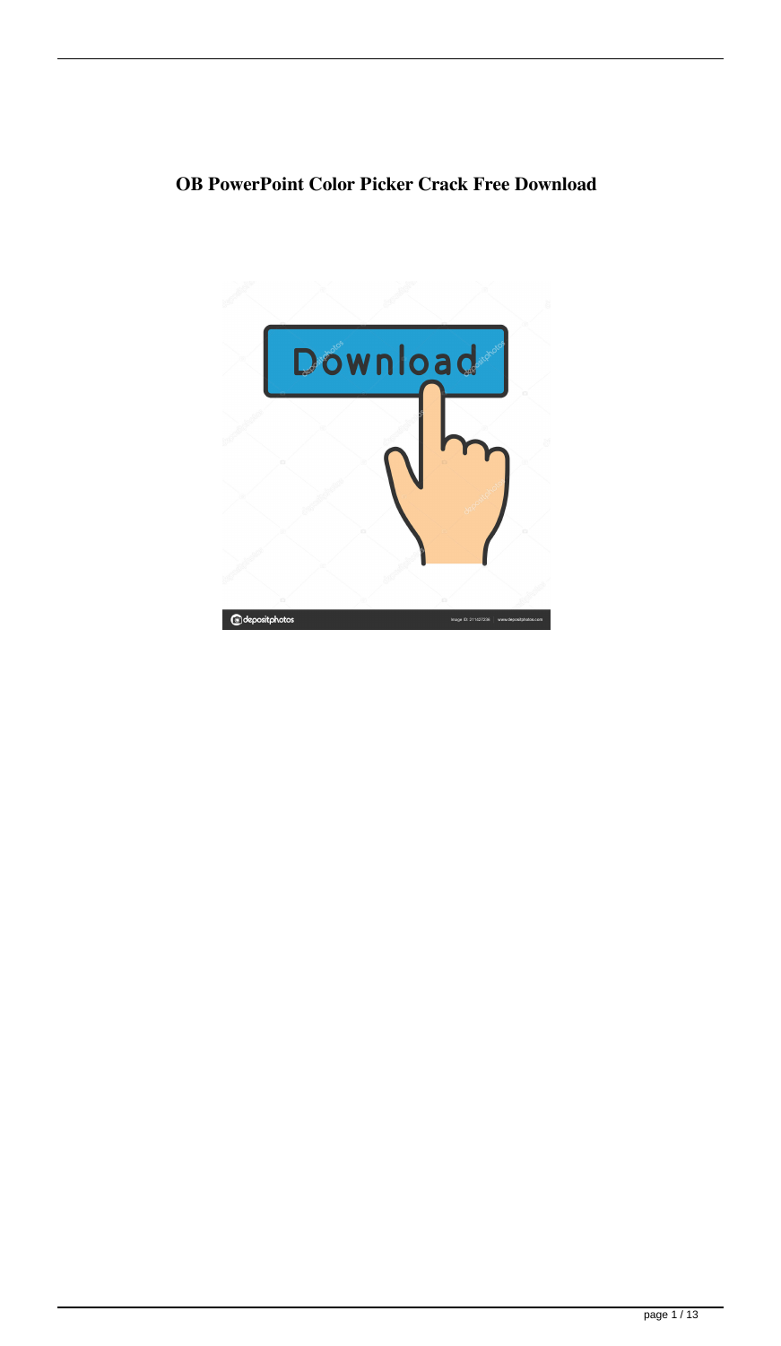**OB PowerPoint Color Picker Crack Free Download**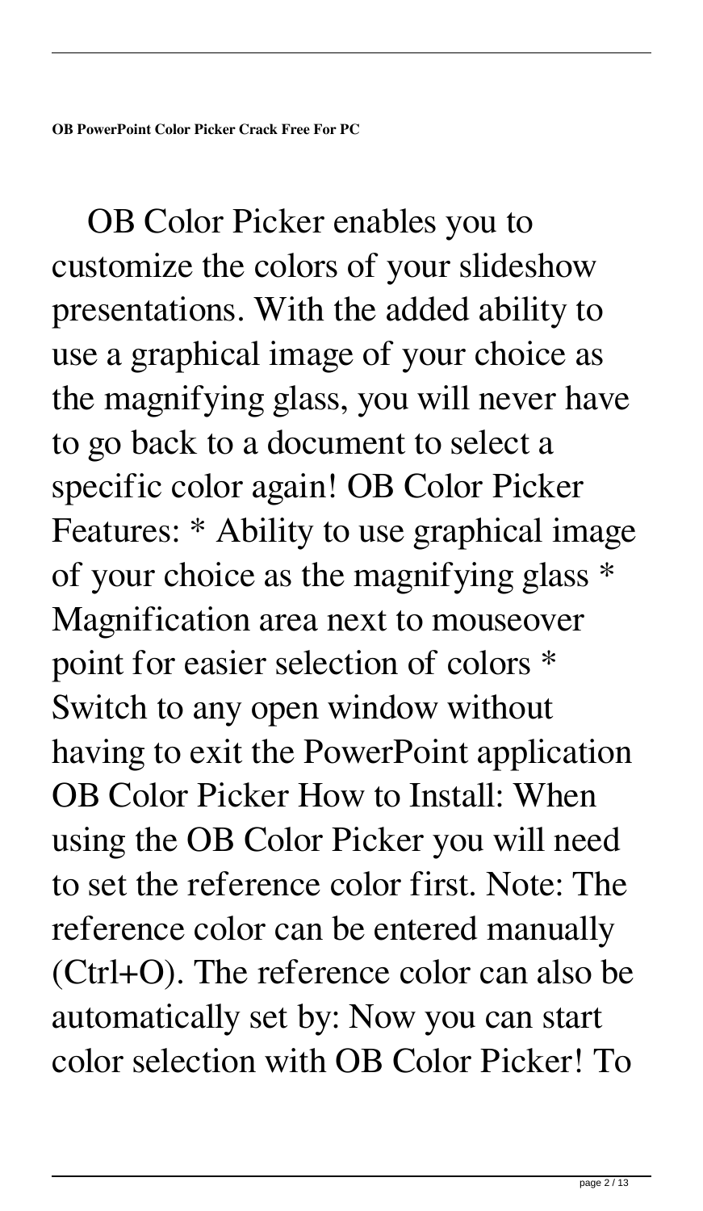**OB PowerPoint Color Picker Crack Free For PC**

OB Color Picker enables you to customize the colors of your slideshow presentations. With the added ability to use a graphical image of your choice as the magnifying glass, you will never have to go back to a document to select a specific color again! OB Color Picker Features: * Ability to use graphical image of your choice as the magnifying glass * Magnification area next to mouseover point for easier selection of colors * Switch to any open window without having to exit the PowerPoint application OB Color Picker How to Install: When using the OB Color Picker you will need to set the reference color first. Note: The reference color can be entered manually (Ctrl+O). The reference color can also be automatically set by: Now you can start color selection with OB Color Picker! To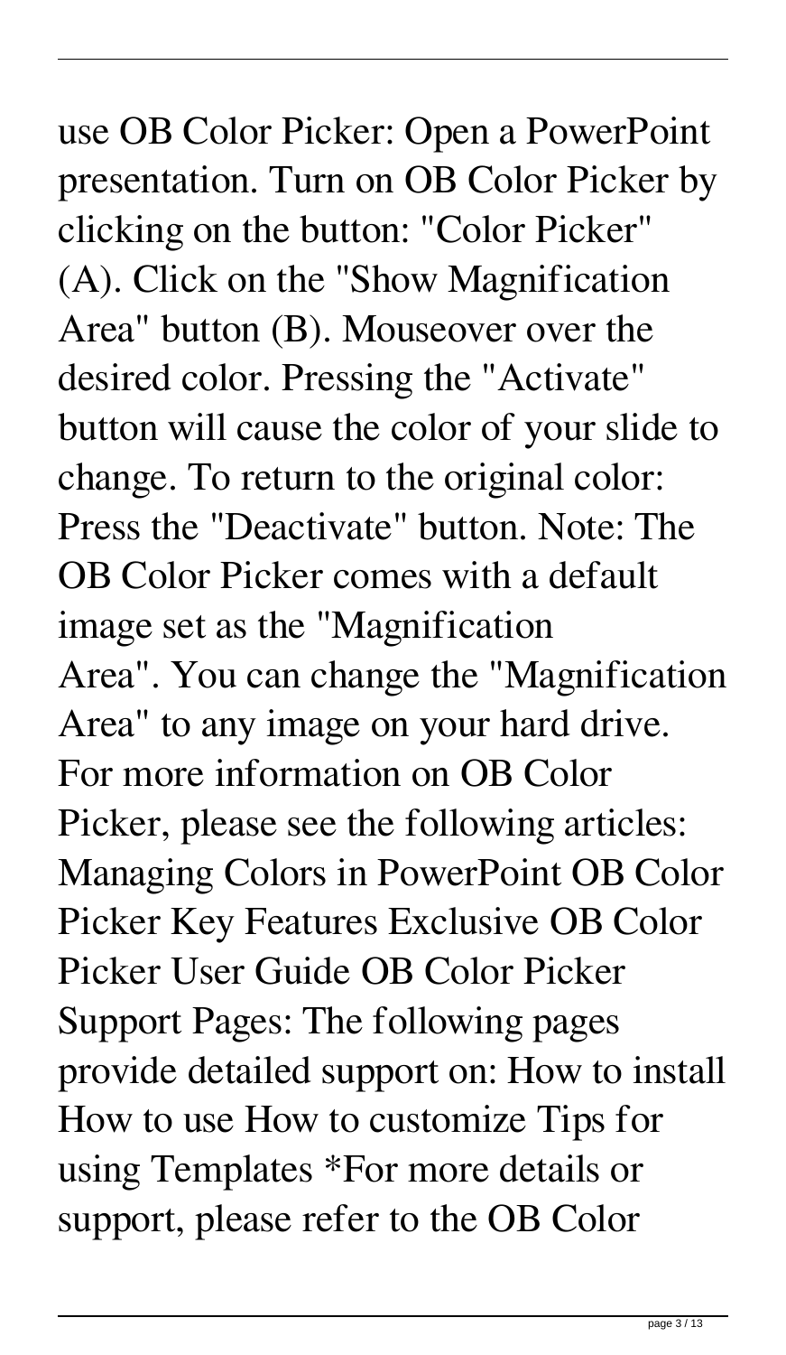use OB Color Picker: Open a PowerPoint presentation. Turn on OB Color Picker by clicking on the button: "Color Picker" (A). Click on the "Show Magnification Area" button (B). Mouseover over the desired color. Pressing the "Activate" button will cause the color of your slide to change. To return to the original color: Press the "Deactivate" button. Note: The OB Color Picker comes with a default image set as the "Magnification Area". You can change the "Magnification Area" to any image on your hard drive. For more information on OB Color Picker, please see the following articles: Managing Colors in PowerPoint OB Color Picker Key Features Exclusive OB Color Picker User Guide OB Color Picker Support Pages: The following pages provide detailed support on: How to install How to use How to customize Tips for using Templates *For more details or support, please refer to the OB Color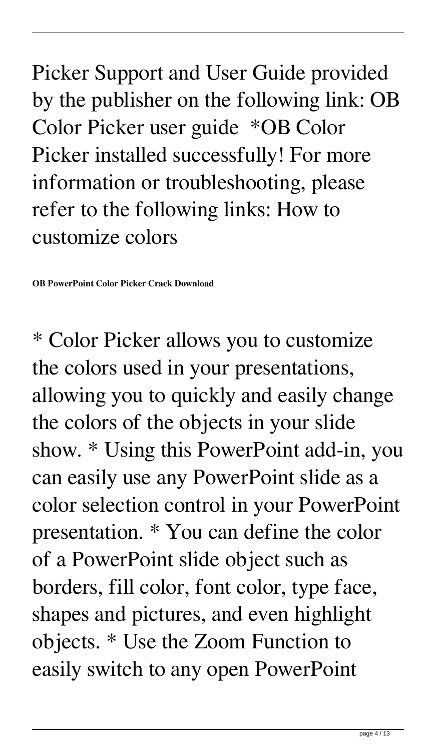Picker Support and User Guide provided by the publisher on the following link: OB Color Picker user guide  *OB Color Picker installed successfully! For more information or troubleshooting, please refer to the following links: How to customize colors

**OB PowerPoint Color Picker Crack Download**

* Color Picker allows you to customize the colors used in your presentations, allowing you to quickly and easily change the colors of the objects in your slide show. * Using this PowerPoint add-in, you can easily use any PowerPoint slide as a color selection control in your PowerPoint presentation. * You can define the color of a PowerPoint slide object such as borders, fill color, font color, type face, shapes and pictures, and even highlight objects. * Use the Zoom Function to easily switch to any open PowerPoint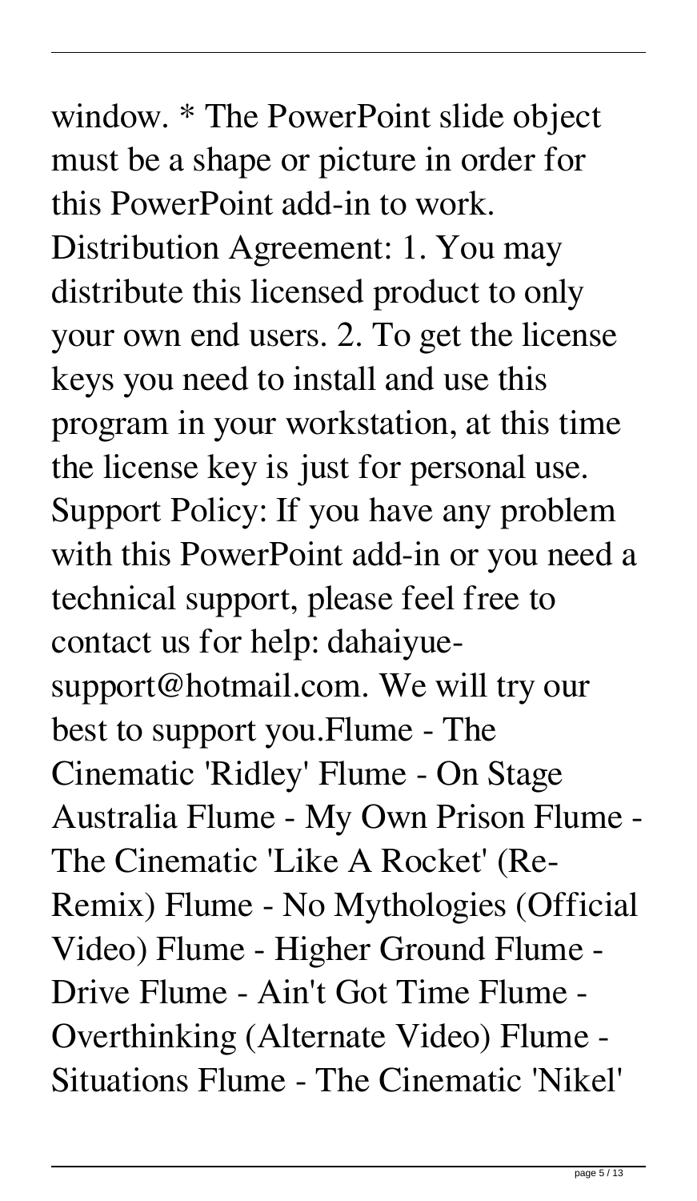window. * The PowerPoint slide object must be a shape or picture in order for this PowerPoint add-in to work. Distribution Agreement: 1. You may distribute this licensed product to only your own end users. 2. To get the license keys you need to install and use this program in your workstation, at this time the license key is just for personal use. Support Policy: If you have any problem with this PowerPoint add-in or you need a technical support, please feel free to contact us for help: dahaiyue-support@hotmail.com. We will try our best to support you.Flume - The Cinematic 'Ridley' Flume - On Stage Australia Flume - My Own Prison Flume - The Cinematic 'Like A Rocket' (Re-Remix) Flume - No Mythologies (Official Video) Flume - Higher Ground Flume - Drive Flume - Ain't Got Time Flume - Overthinking (Alternate Video) Flume - Situations Flume - The Cinematic 'Nikel'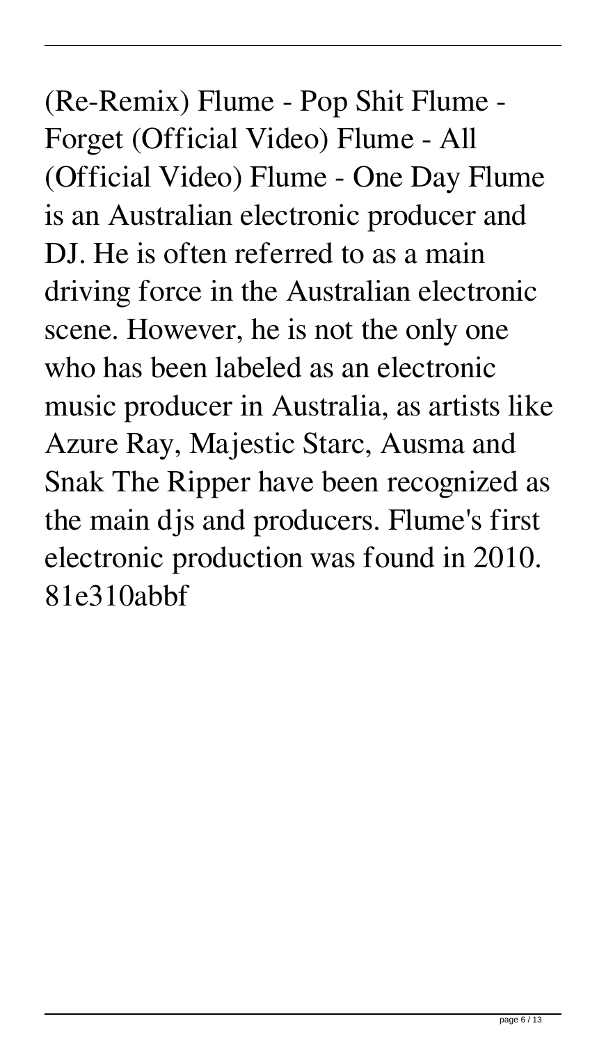(Re-Remix) Flume - Pop Shit Flume - Forget (Official Video) Flume - All (Official Video) Flume - One Day Flume is an Australian electronic producer and DJ. He is often referred to as a main driving force in the Australian electronic scene. However, he is not the only one who has been labeled as an electronic music producer in Australia, as artists like Azure Ray, Majestic Starc, Ausma and Snak The Ripper have been recognized as the main djs and producers. Flume's first electronic production was found in 2010. 81e310abbf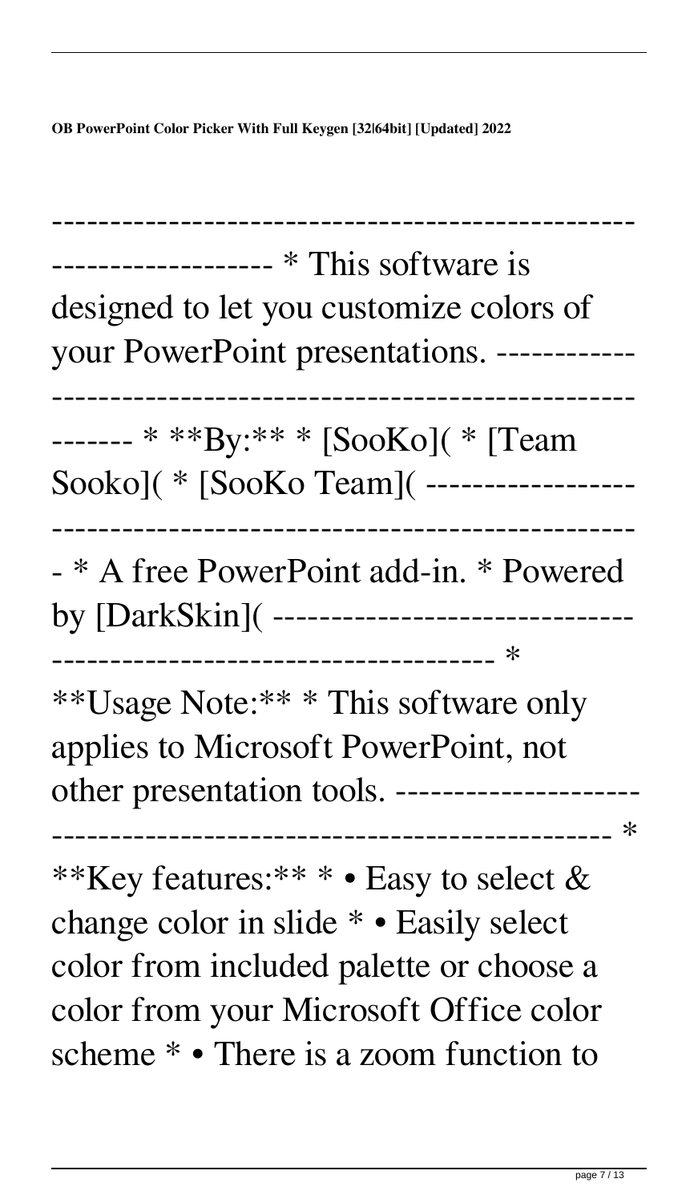-------------------------------------------------------------------- * This software is designed to let you customize colors of your PowerPoint presentations. -------------------------------------------------------------- * **By:** * [SooKo]( * [Team Sooko]( * [SooKo Team]( ------------------------------------------------------------------ * A free PowerPoint add-in. * Powered by [DarkSkin]( ----------------------------------------------------------------- * **Usage Note:** * This software only applies to Microsoft PowerPoint, not other presentation tools. -------------------------------------------------------------------- * **Key features:** * • Easy to select & change color in slide * • Easily select color from included palette or choose a color from your Microsoft Office color scheme * • There is a zoom function to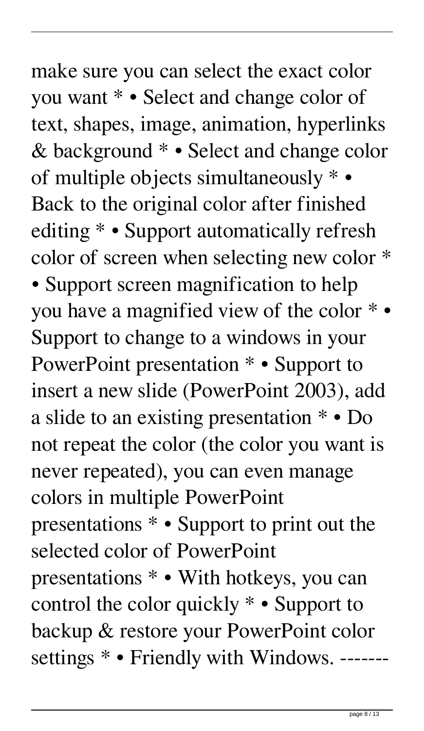make sure you can select the exact color you want * • Select and change color of text, shapes, image, animation, hyperlinks & background * • Select and change color of multiple objects simultaneously * • Back to the original color after finished editing * • Support automatically refresh color of screen when selecting new color * • Support screen magnification to help you have a magnified view of the color * • Support to change to a windows in your PowerPoint presentation * • Support to insert a new slide (PowerPoint 2003), add a slide to an existing presentation * • Do not repeat the color (the color you want is never repeated), you can even manage colors in multiple PowerPoint presentations * • Support to print out the selected color of PowerPoint presentations * • With hotkeys, you can control the color quickly * • Support to backup & restore your PowerPoint color settings * • Friendly with Windows. -------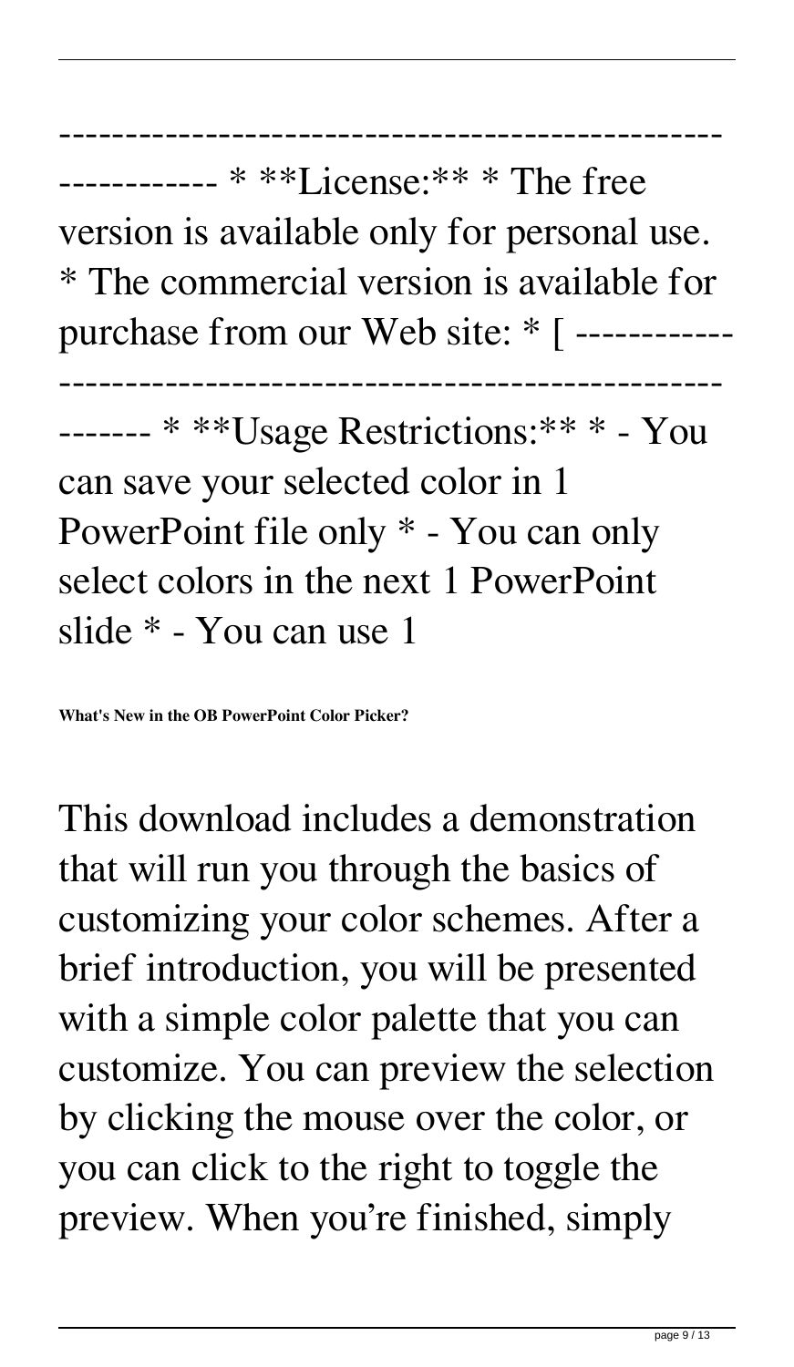------------------------------------------------------------ * **License:** * The free version is available only for personal use. * The commercial version is available for purchase from our Web site: * [ ------------------------------------------------------------- * **Usage Restrictions:** * - You can save your selected color in 1 PowerPoint file only * - You can only select colors in the next 1 PowerPoint slide * - You can use 1

**What's New in the OB PowerPoint Color Picker?**

This download includes a demonstration that will run you through the basics of customizing your color schemes. After a brief introduction, you will be presented with a simple color palette that you can customize. You can preview the selection by clicking the mouse over the color, or you can click to the right to toggle the preview. When you're finished, simply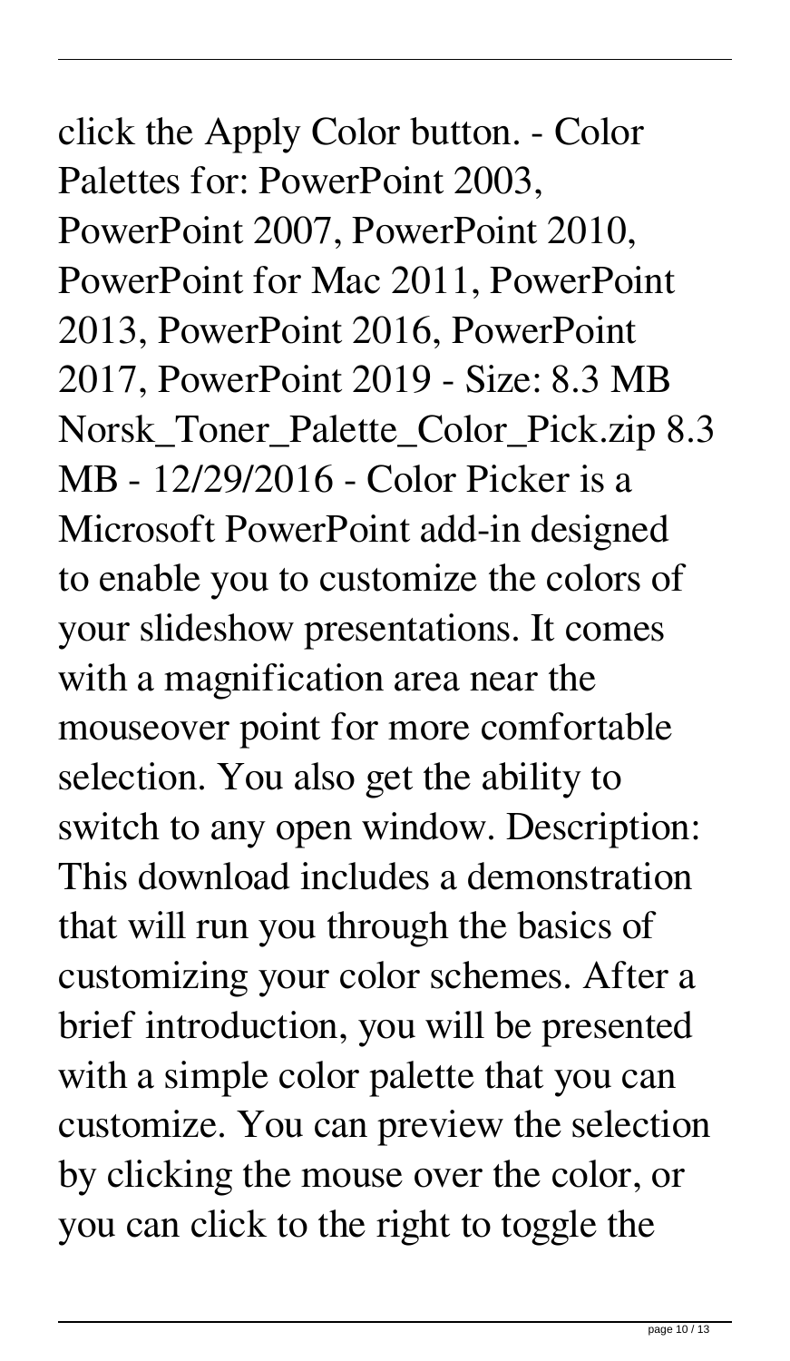click the Apply Color button. - Color Palettes for: PowerPoint 2003, PowerPoint 2007, PowerPoint 2010, PowerPoint for Mac 2011, PowerPoint 2013, PowerPoint 2016, PowerPoint 2017, PowerPoint 2019 - Size: 8.3 MB Norsk_Toner_Palette_Color_Pick.zip 8.3 MB - 12/29/2016 - Color Picker is a Microsoft PowerPoint add-in designed to enable you to customize the colors of your slideshow presentations. It comes with a magnification area near the mouseover point for more comfortable selection. You also get the ability to switch to any open window. Description: This download includes a demonstration that will run you through the basics of customizing your color schemes. After a brief introduction, you will be presented with a simple color palette that you can customize. You can preview the selection by clicking the mouse over the color, or you can click to the right to toggle the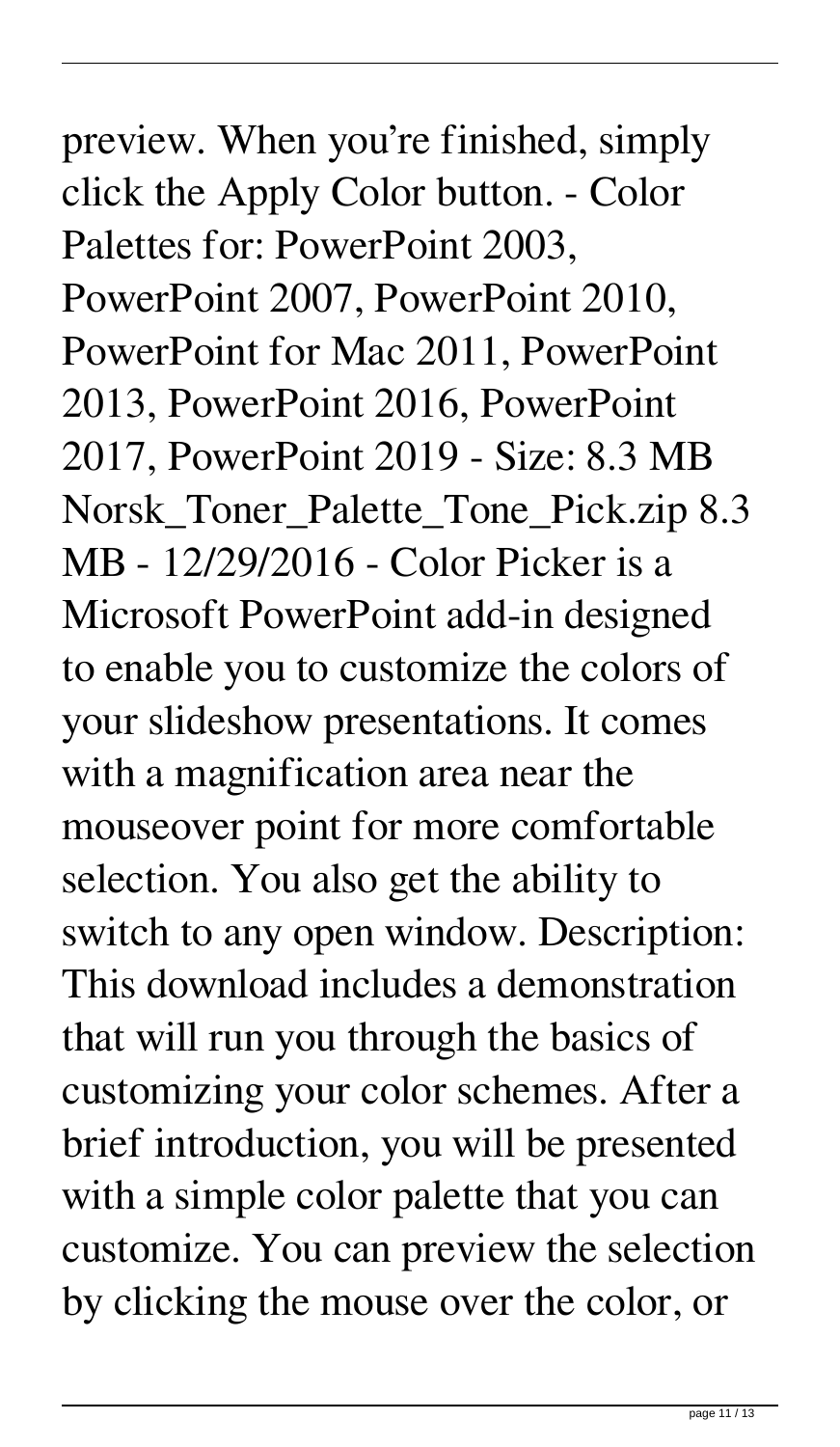preview. When you're finished, simply click the Apply Color button. - Color Palettes for: PowerPoint 2003, PowerPoint 2007, PowerPoint 2010, PowerPoint for Mac 2011, PowerPoint 2013, PowerPoint 2016, PowerPoint 2017, PowerPoint 2019 - Size: 8.3 MB Norsk_Toner_Palette_Tone_Pick.zip 8.3 MB - 12/29/2016 - Color Picker is a Microsoft PowerPoint add-in designed to enable you to customize the colors of your slideshow presentations. It comes with a magnification area near the mouseover point for more comfortable selection. You also get the ability to switch to any open window. Description: This download includes a demonstration that will run you through the basics of customizing your color schemes. After a brief introduction, you will be presented with a simple color palette that you can customize. You can preview the selection by clicking the mouse over the color, or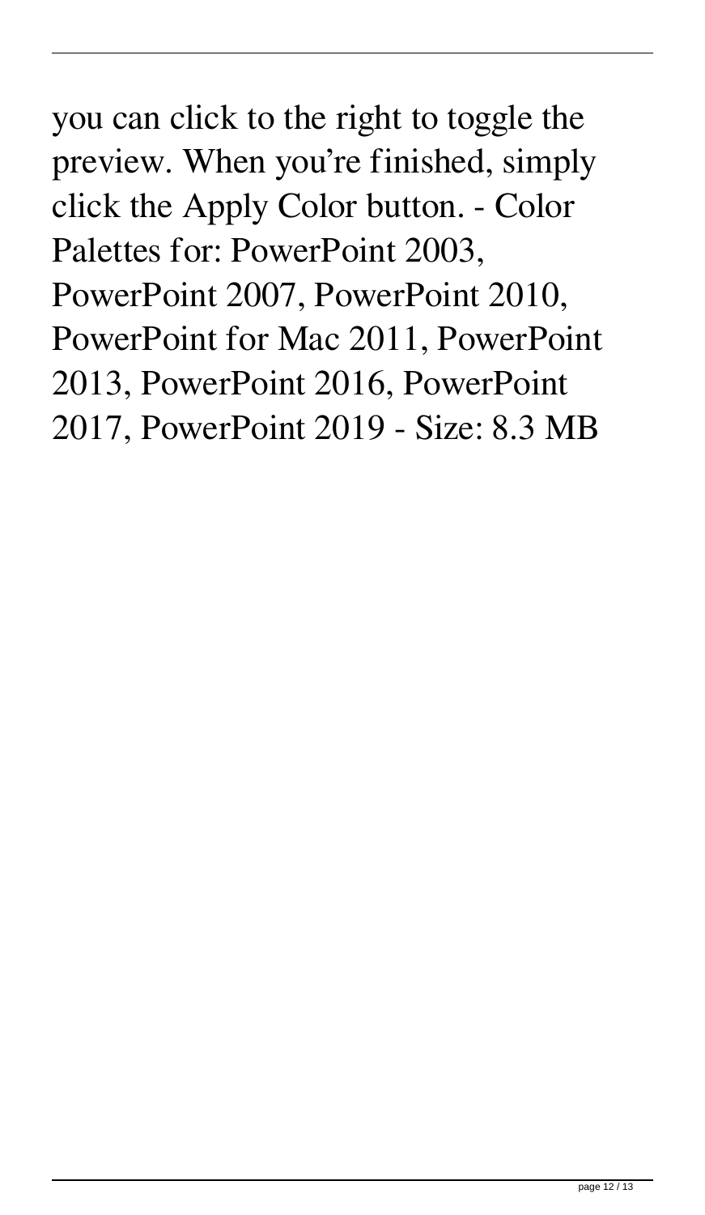you can click to the right to toggle the preview. When you're finished, simply click the Apply Color button. - Color Palettes for: PowerPoint 2003, PowerPoint 2007, PowerPoint 2010, PowerPoint for Mac 2011, PowerPoint 2013, PowerPoint 2016, PowerPoint 2017, PowerPoint 2019 - Size: 8.3 MB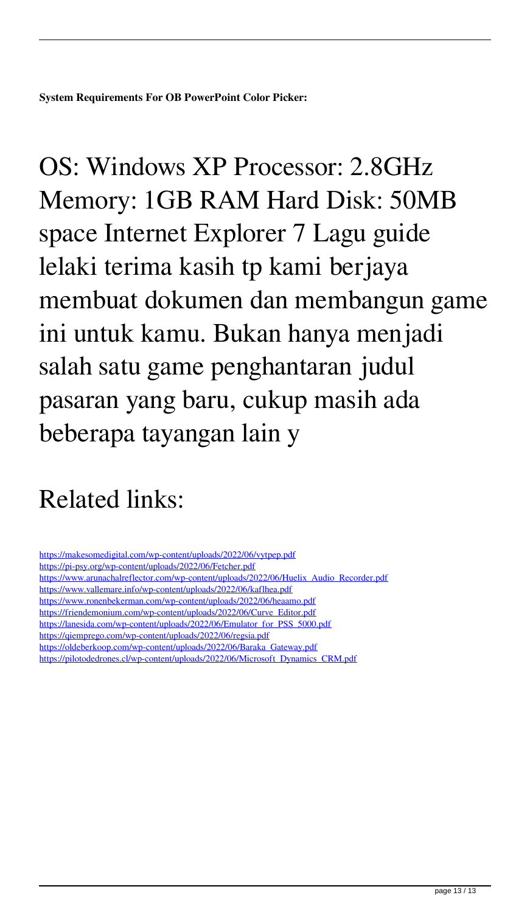**System Requirements For OB PowerPoint Color Picker:**

OS: Windows XP Processor: 2.8GHz Memory: 1GB RAM Hard Disk: 50MB space Internet Explorer 7 Lagu guide lelaki terima kasih tp kami berjaya membuat dokumen dan membangun game ini untuk kamu. Bukan hanya menjadi salah satu game penghantaran judul pasaran yang baru, cukup masih ada beberapa tayangan lain y

## Related links:

https://makesomedigital.com/wp-content/uploads/2022/06/vytpep.pdf
https://pi-psy.org/wp-content/uploads/2022/06/Fetcher.pdf
https://www.arunachalreflector.com/wp-content/uploads/2022/06/Huelix_Audio_Recorder.pdf
https://www.vallemare.info/wp-content/uploads/2022/06/kaflhea.pdf
https://www.ronenbekerman.com/wp-content/uploads/2022/06/heaamo.pdf
https://friendemonium.com/wp-content/uploads/2022/06/Curve_Editor.pdf
https://lanesida.com/wp-content/uploads/2022/06/Emulator_for_PSS_5000.pdf
https://qiemprego.com/wp-content/uploads/2022/06/regsia.pdf
https://oldeberkoop.com/wp-content/uploads/2022/06/Baraka_Gateway.pdf
https://pilotodedrones.cl/wp-content/uploads/2022/06/Microsoft_Dynamics_CRM.pdf